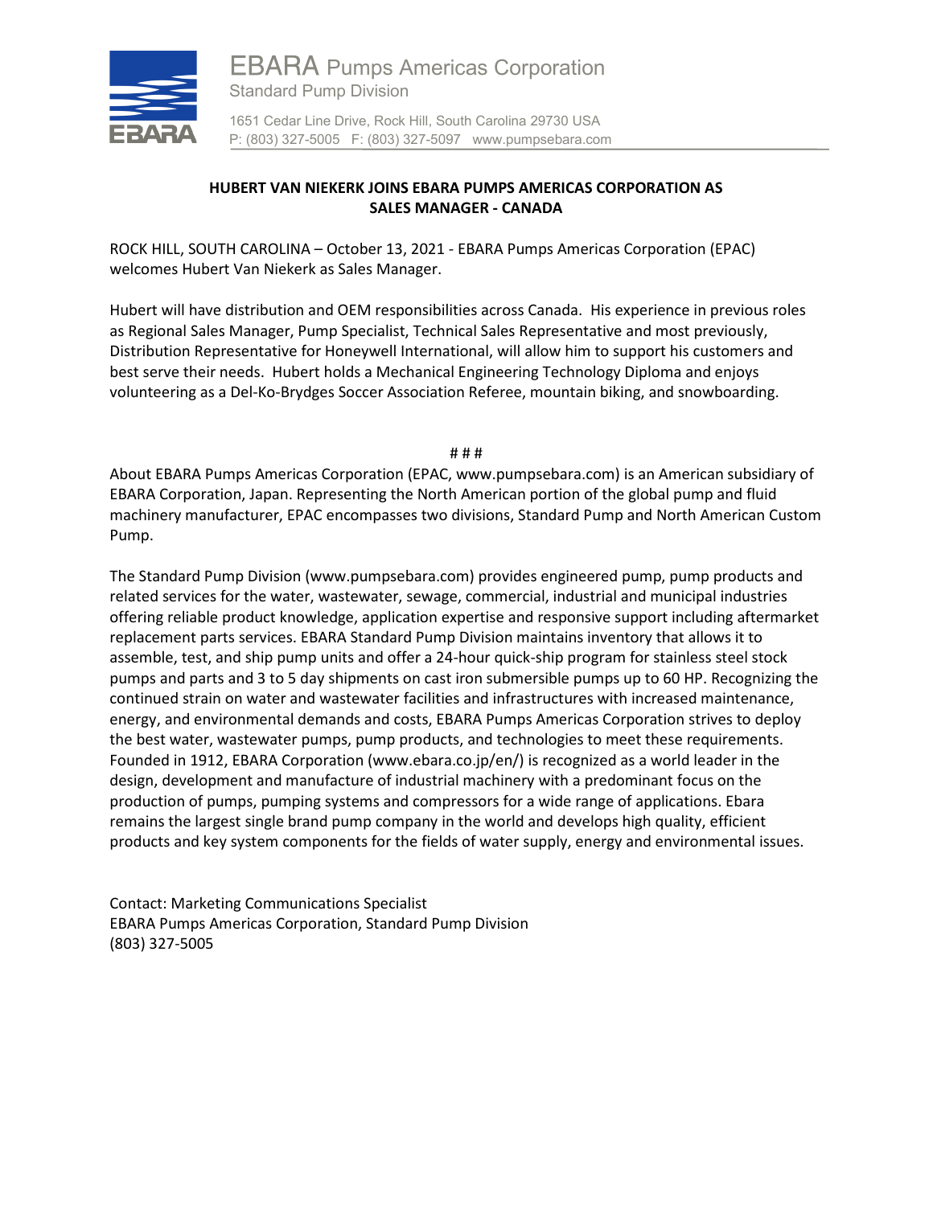EBARA Pumps Americas Corporation
Standard Pump Division

1651 Cedar Line Drive, Rock Hill, South Carolina 29730 USA
P: (803) 327-5005 F: (803) 327-5097 www.pumpsebara.com

# HUBERT VAN NIEKERK JOINS EBARA PUMPS AMERICAS CORPORATION AS SALES MANAGER - CANADA

ROCK HILL, SOUTH CAROLINA – October 13, 2021 - EBARA Pumps Americas Corporation (EPAC) welcomes Hubert Van Niekerk as Sales Manager.

Hubert will have distribution and OEM responsibilities across Canada. His experience in previous roles as Regional Sales Manager, Pump Specialist, Technical Sales Representative and most previously, Distribution Representative for Honeywell International, will allow him to support his customers and best serve their needs. Hubert holds a Mechanical Engineering Technology Diploma and enjoys volunteering as a Del-Ko-Brydges Soccer Association Referee, mountain biking, and snowboarding.

# # #

About EBARA Pumps Americas Corporation (EPAC, www.pumpsebara.com) is an American subsidiary of EBARA Corporation, Japan. Representing the North American portion of the global pump and fluid machinery manufacturer, EPAC encompasses two divisions, Standard Pump and North American Custom Pump.

The Standard Pump Division (www.pumpsebara.com) provides engineered pump, pump products and related services for the water, wastewater, sewage, commercial, industrial and municipal industries offering reliable product knowledge, application expertise and responsive support including aftermarket replacement parts services. EBARA Standard Pump Division maintains inventory that allows it to assemble, test, and ship pump units and offer a 24-hour quick-ship program for stainless steel stock pumps and parts and 3 to 5 day shipments on cast iron submersible pumps up to 60 HP. Recognizing the continued strain on water and wastewater facilities and infrastructures with increased maintenance, energy, and environmental demands and costs, EBARA Pumps Americas Corporation strives to deploy the best water, wastewater pumps, pump products, and technologies to meet these requirements. Founded in 1912, EBARA Corporation (www.ebara.co.jp/en/) is recognized as a world leader in the design, development and manufacture of industrial machinery with a predominant focus on the production of pumps, pumping systems and compressors for a wide range of applications. Ebara remains the largest single brand pump company in the world and develops high quality, efficient products and key system components for the fields of water supply, energy and environmental issues.

Contact: Marketing Communications Specialist
EBARA Pumps Americas Corporation, Standard Pump Division
(803) 327-5005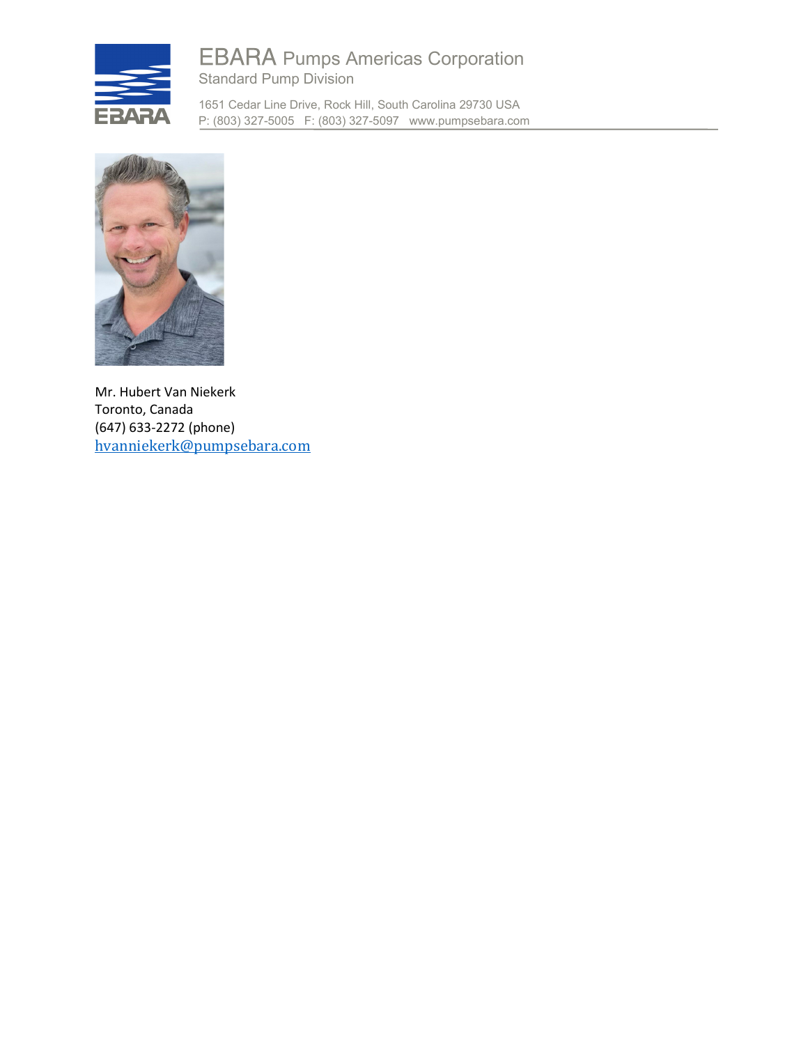EBARA Pumps Americas Corporation
Standard Pump Division

1651 Cedar Line Drive, Rock Hill, South Carolina 29730 USA
P: (803) 327-5005 F: (803) 327-5097 www.pumpsebara.com

Mr. Hubert Van Niekerk
Toronto, Canada
(647) 633-2272 (phone)
hvanniekerk@pumpsebara.com